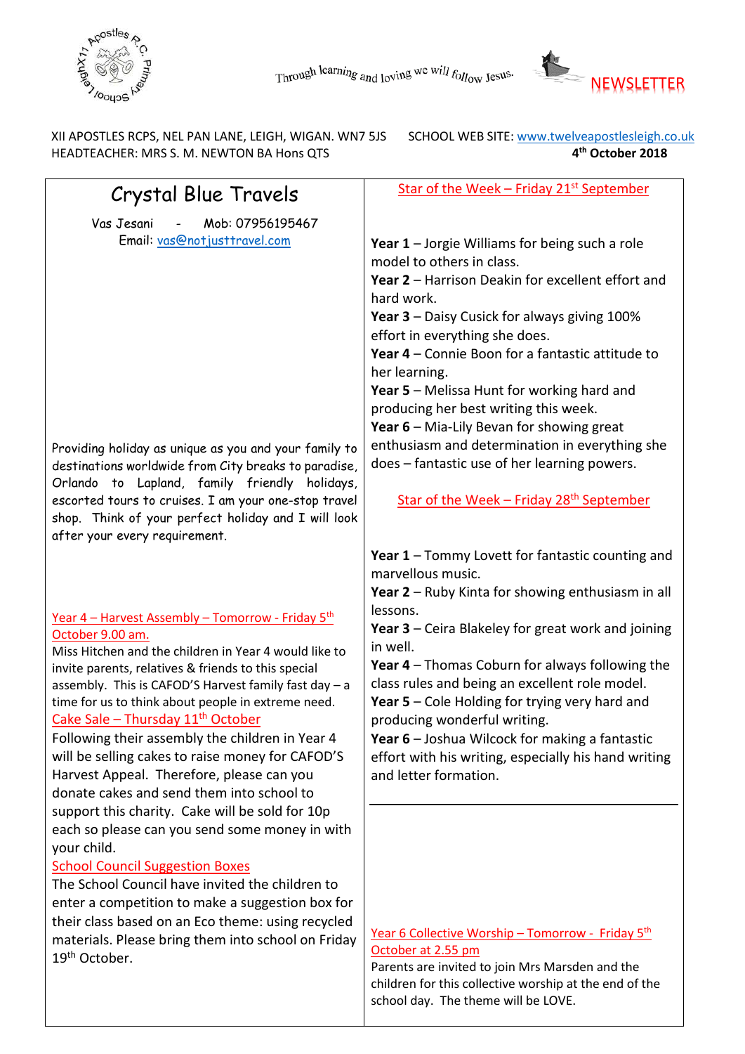Through learning and loving we will follow Jesus.

# NEWSLETTER

XII APOSTLES RCPS, NEL PAN LANE, LEIGH, WIGAN. WN7 5JS
HEADTEACHER: MRS S. M. NEWTON BA Hons QTS

SCHOOL WEB SITE: www.twelveapostlesleigh.co.uk

**4th October 2018**

## Crystal Blue Travels

Vas Jesani - Mob: 07956195467
Email: vas@notjusttravel.com

Providing holiday as unique as you and your family to destinations worldwide from City breaks to paradise, Orlando to Lapland, family friendly holidays, escorted tours to cruises. I am your one-stop travel shop. Think of your perfect holiday and I will look after your every requirement.

### Year 4 – Harvest Assembly – Tomorrow - Friday 5th October 9.00 am.

Miss Hitchen and the children in Year 4 would like to invite parents, relatives & friends to this special assembly. This is CAFOD'S Harvest family fast day – a time for us to think about people in extreme need.

### Cake Sale – Thursday 11th October

Following their assembly the children in Year 4 will be selling cakes to raise money for CAFOD'S Harvest Appeal. Therefore, please can you donate cakes and send them into school to support this charity. Cake will be sold for 10p each so please can you send some money in with your child.

### School Council Suggestion Boxes

The School Council have invited the children to enter a competition to make a suggestion box for their class based on an Eco theme: using recycled materials. Please bring them into school on Friday 19th October.

### Star of the Week – Friday 21st September

**Year 1** – Jorgie Williams for being such a role model to others in class.
**Year 2** – Harrison Deakin for excellent effort and hard work.
**Year 3** – Daisy Cusick for always giving 100% effort in everything she does.
**Year 4** – Connie Boon for a fantastic attitude to her learning.
**Year 5** – Melissa Hunt for working hard and producing her best writing this week.
**Year 6** – Mia-Lily Bevan for showing great enthusiasm and determination in everything she does – fantastic use of her learning powers.

### Star of the Week – Friday 28th September

**Year 1** – Tommy Lovett for fantastic counting and marvellous music.
**Year 2** – Ruby Kinta for showing enthusiasm in all lessons.
**Year 3** – Ceira Blakeley for great work and joining in well.
**Year 4** – Thomas Coburn for always following the class rules and being an excellent role model.
**Year 5** – Cole Holding for trying very hard and producing wonderful writing.
**Year 6** – Joshua Wilcock for making a fantastic effort with his writing, especially his hand writing and letter formation.

### Year 6 Collective Worship – Tomorrow - Friday 5th October at 2.55 pm

Parents are invited to join Mrs Marsden and the children for this collective worship at the end of the school day. The theme will be LOVE.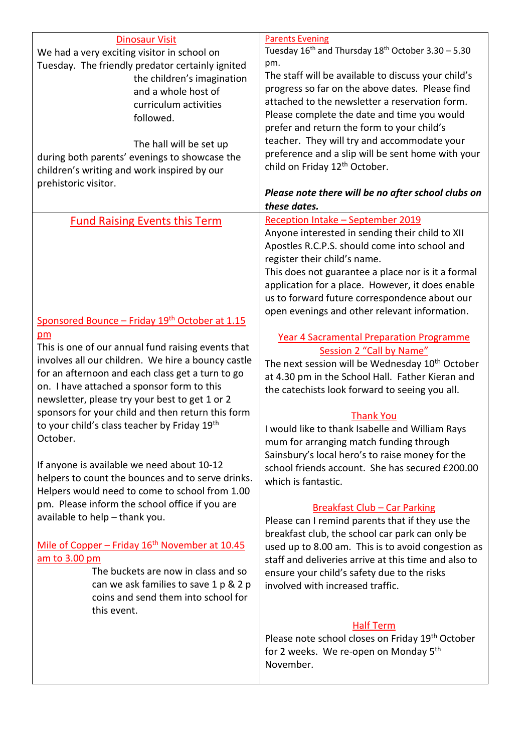## Dinosaur Visit

We had a very exciting visitor in school on Tuesday. The friendly predator certainly ignited the children's imagination and a whole host of curriculum activities followed.

The hall will be set up during both parents' evenings to showcase the children's writing and work inspired by our prehistoric visitor.

## Parents Evening

Tuesday 16th and Thursday 18th October 3.30 – 5.30 pm.

The staff will be available to discuss your child's progress so far on the above dates. Please find attached to the newsletter a reservation form. Please complete the date and time you would prefer and return the form to your child's teacher. They will try and accommodate your preference and a slip will be sent home with your child on Friday 12th October.

***Please note there will be no after school clubs on these dates.***

## Fund Raising Events this Term

### Sponsored Bounce – Friday 19th October at 1.15 pm

This is one of our annual fund raising events that involves all our children. We hire a bouncy castle for an afternoon and each class get a turn to go on. I have attached a sponsor form to this newsletter, please try your best to get 1 or 2 sponsors for your child and then return this form to your child's class teacher by Friday 19th October.

If anyone is available we need about 10-12 helpers to count the bounces and to serve drinks. Helpers would need to come to school from 1.00 pm. Please inform the school office if you are available to help – thank you.

### Mile of Copper – Friday 16th November at 10.45 am to 3.00 pm

The buckets are now in class and so can we ask families to save 1 p & 2 p coins and send them into school for this event.

## Reception Intake – September 2019

Anyone interested in sending their child to XII Apostles R.C.P.S. should come into school and register their child's name.

This does not guarantee a place nor is it a formal application for a place. However, it does enable us to forward future correspondence about our open evenings and other relevant information.

## Year 4 Sacramental Preparation Programme Session 2 "Call by Name"

The next session will be Wednesday 10th October at 4.30 pm in the School Hall. Father Kieran and the catechists look forward to seeing you all.

## Thank You

I would like to thank Isabelle and William Rays mum for arranging match funding through Sainsbury's local hero's to raise money for the school friends account. She has secured £200.00 which is fantastic.

## Breakfast Club – Car Parking

Please can I remind parents that if they use the breakfast club, the school car park can only be used up to 8.00 am. This is to avoid congestion as staff and deliveries arrive at this time and also to ensure your child's safety due to the risks involved with increased traffic.

## Half Term

Please note school closes on Friday 19th October for 2 weeks. We re-open on Monday 5th November.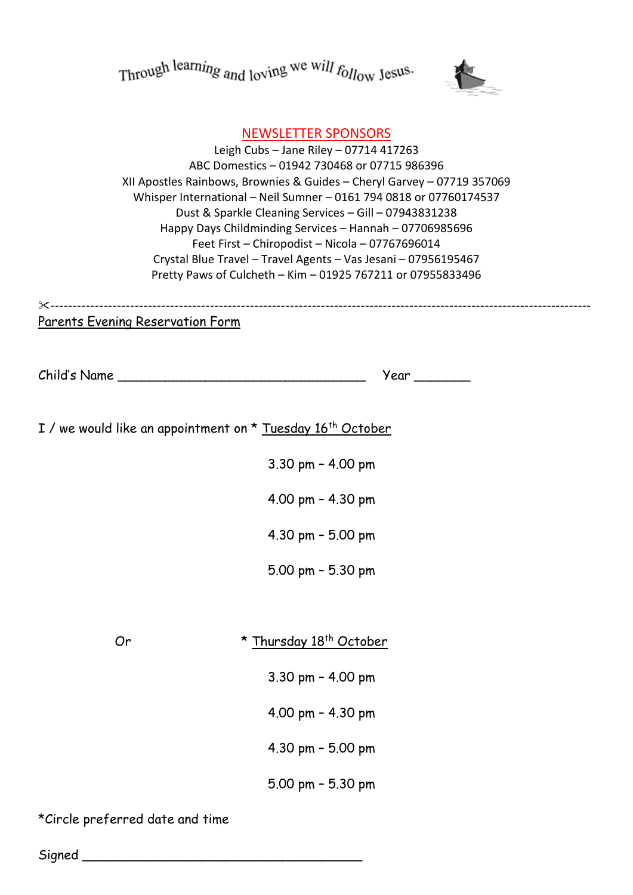Through learning and loving we will follow Jesus.

## NEWSLETTER SPONSORS

Leigh Cubs – Jane Riley – 07714 417263
ABC Domestics – 01942 730468 or 07715 986396
XII Apostles Rainbows, Brownies & Guides – Cheryl Garvey – 07719 357069
Whisper International – Neil Sumner – 0161 794 0818 or 07760174537
Dust & Sparkle Cleaning Services – Gill – 07943831238
Happy Days Childminding Services – Hannah – 07706985696
Feet First – Chiropodist – Nicola – 07767696014
Crystal Blue Travel – Travel Agents – Vas Jesani – 07956195467
Pretty Paws of Culcheth – Kim – 01925 767211 or 07955833496

✂------------------------------------------------------------------------------------------------------------

Parents Evening Reservation Form

Child's Name _________________________________ Year _______

I / we would like an appointment on * Tuesday 16th October

3.30 pm - 4.00 pm

4.00 pm - 4.30 pm

4.30 pm - 5.00 pm

5.00 pm - 5.30 pm

Or * Thursday 18th October

3.30 pm - 4.00 pm

4.00 pm - 4.30 pm

4.30 pm - 5.00 pm

5.00 pm - 5.30 pm

*Circle preferred date and time

Signed _____________________________________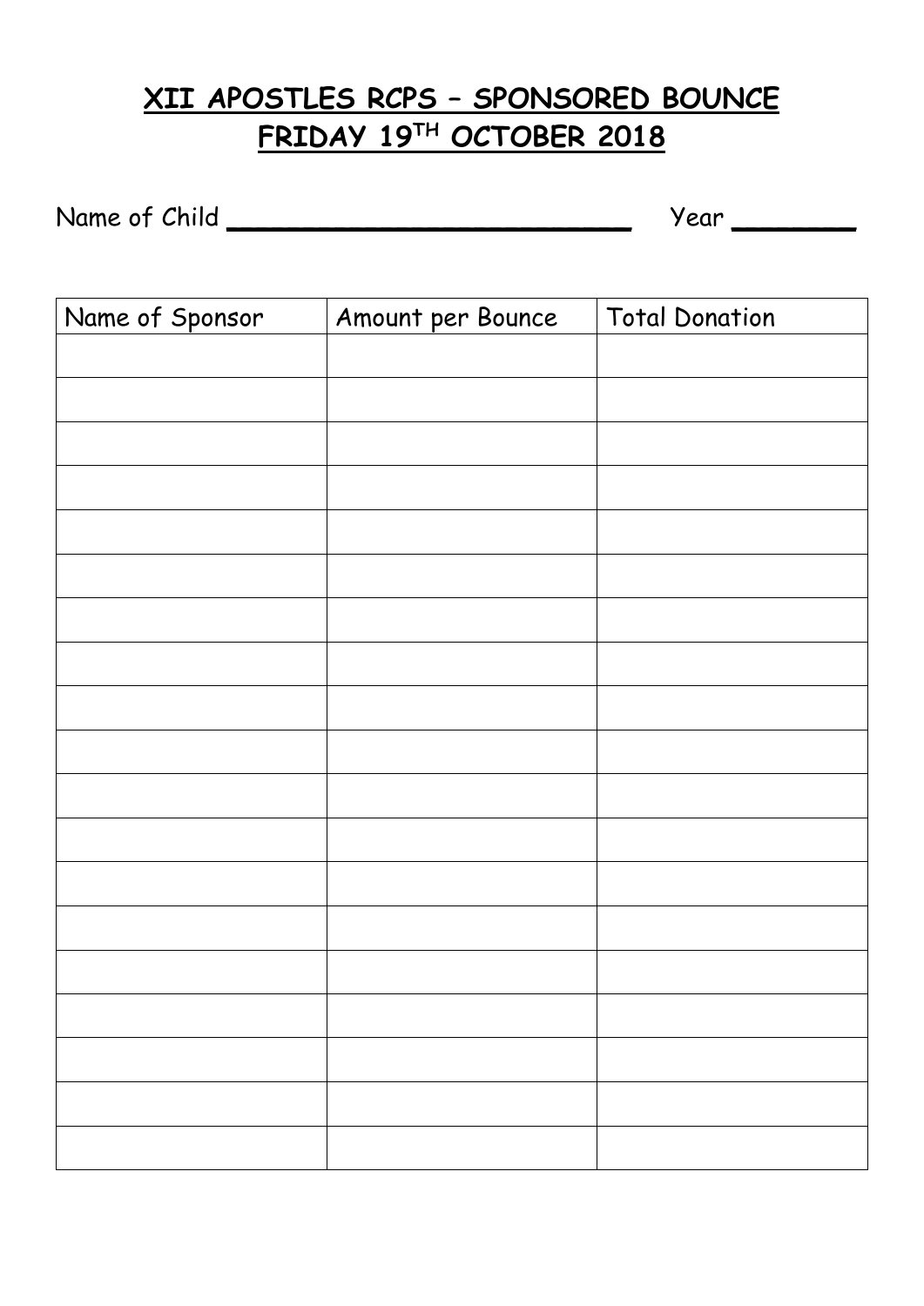# XII APOSTLES RCPS – SPONSORED BOUNCE
## FRIDAY 19TH OCTOBER 2018

Name of Child ___________________________ Year ________

| Name of Sponsor | Amount per Bounce | Total Donation |
| --- | --- | --- |
| | | |
| | | |
| | | |
| | | |
| | | |
| | | |
| | | |
| | | |
| | | |
| | | |
| | | |
| | | |
| | | |
| | | |
| | | |
| | | |
| | | |
| | | |
| | | |